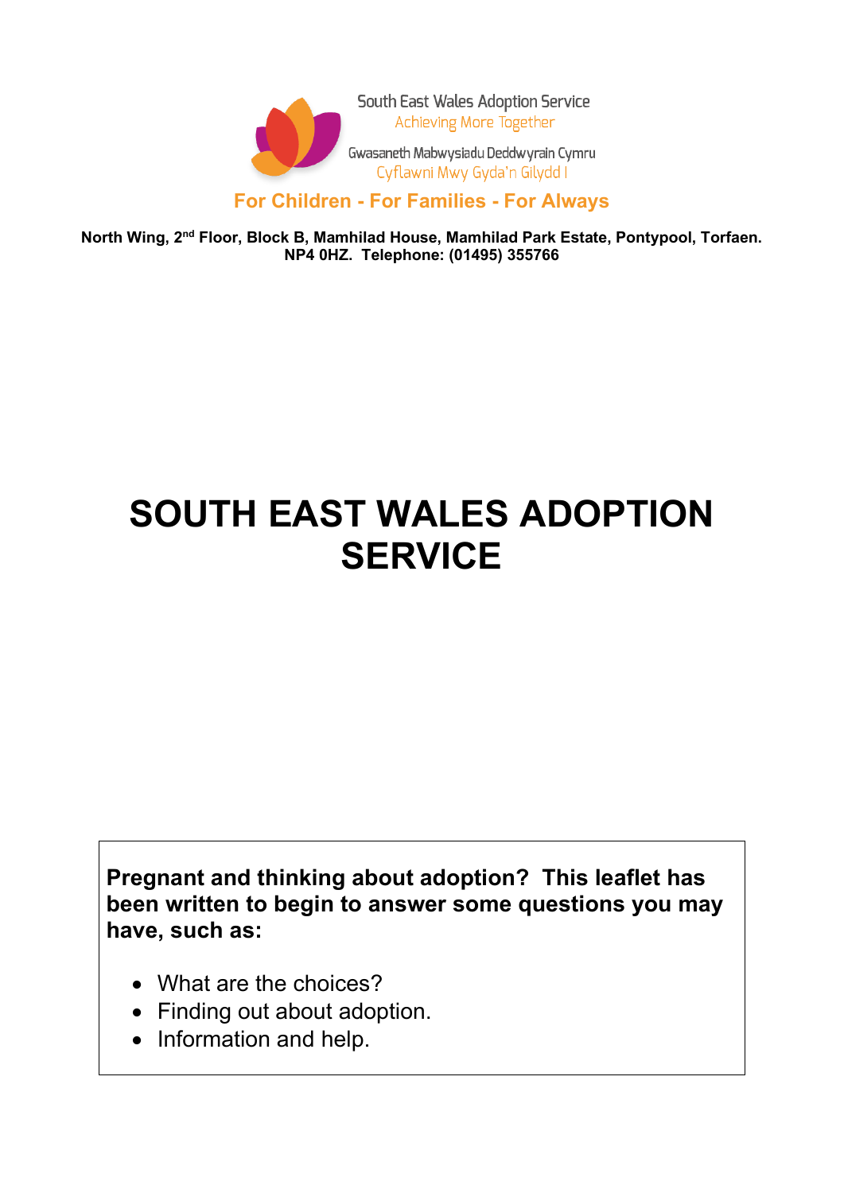South East Wales Adoption Service
Achieving More Together

Gwasaneth Mabwysiadu Deddwyrain Cymru
Cyflawni Mwy Gyda'n Gilydd I

**For Children - For Families - For Always**

**North Wing, 2nd Floor, Block B, Mamhilad House, Mamhilad Park Estate, Pontypool, Torfaen. NP4 0HZ. Telephone: (01495) 355766**

# SOUTH EAST WALES ADOPTION SERVICE

**Pregnant and thinking about adoption? This leaflet has been written to begin to answer some questions you may have, such as:**

- What are the choices?
- Finding out about adoption.
- Information and help.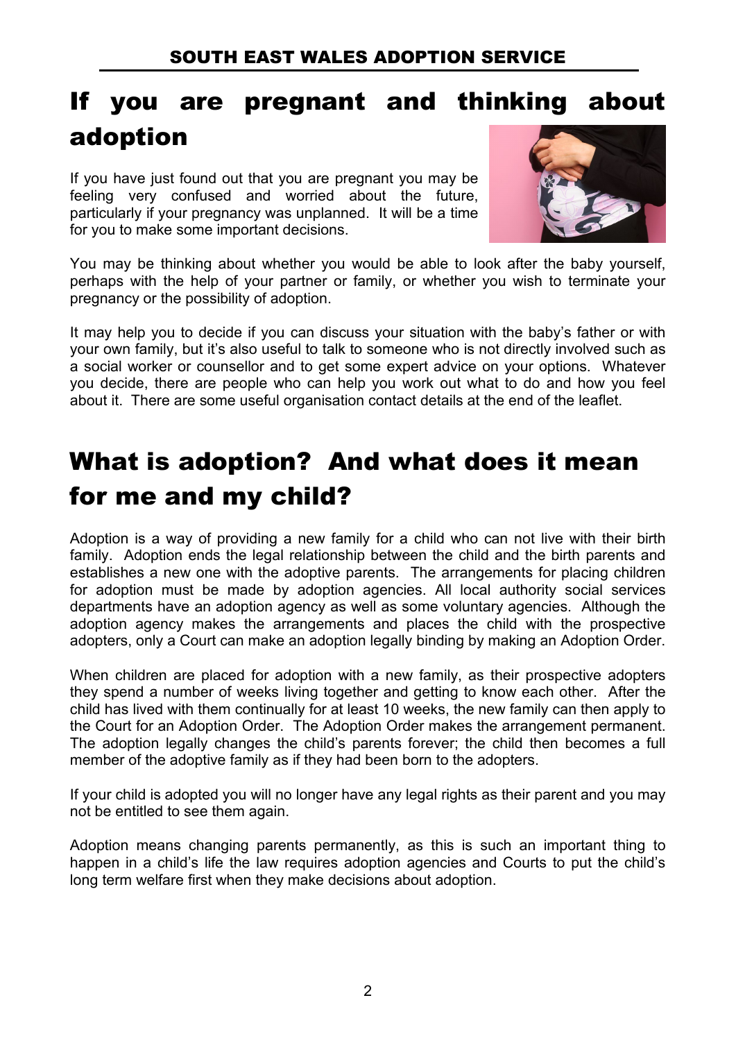# If you are pregnant and thinking about adoption

If you have just found out that you are pregnant you may be feeling very confused and worried about the future, particularly if your pregnancy was unplanned. It will be a time for you to make some important decisions.

You may be thinking about whether you would be able to look after the baby yourself, perhaps with the help of your partner or family, or whether you wish to terminate your pregnancy or the possibility of adoption.

It may help you to decide if you can discuss your situation with the baby's father or with your own family, but it's also useful to talk to someone who is not directly involved such as a social worker or counsellor and to get some expert advice on your options. Whatever you decide, there are people who can help you work out what to do and how you feel about it. There are some useful organisation contact details at the end of the leaflet.

# What is adoption? And what does it mean for me and my child?

Adoption is a way of providing a new family for a child who can not live with their birth family. Adoption ends the legal relationship between the child and the birth parents and establishes a new one with the adoptive parents. The arrangements for placing children for adoption must be made by adoption agencies. All local authority social services departments have an adoption agency as well as some voluntary agencies. Although the adoption agency makes the arrangements and places the child with the prospective adopters, only a Court can make an adoption legally binding by making an Adoption Order.

When children are placed for adoption with a new family, as their prospective adopters they spend a number of weeks living together and getting to know each other. After the child has lived with them continually for at least 10 weeks, the new family can then apply to the Court for an Adoption Order. The Adoption Order makes the arrangement permanent. The adoption legally changes the child's parents forever; the child then becomes a full member of the adoptive family as if they had been born to the adopters.

If your child is adopted you will no longer have any legal rights as their parent and you may not be entitled to see them again.

Adoption means changing parents permanently, as this is such an important thing to happen in a child's life the law requires adoption agencies and Courts to put the child's long term welfare first when they make decisions about adoption.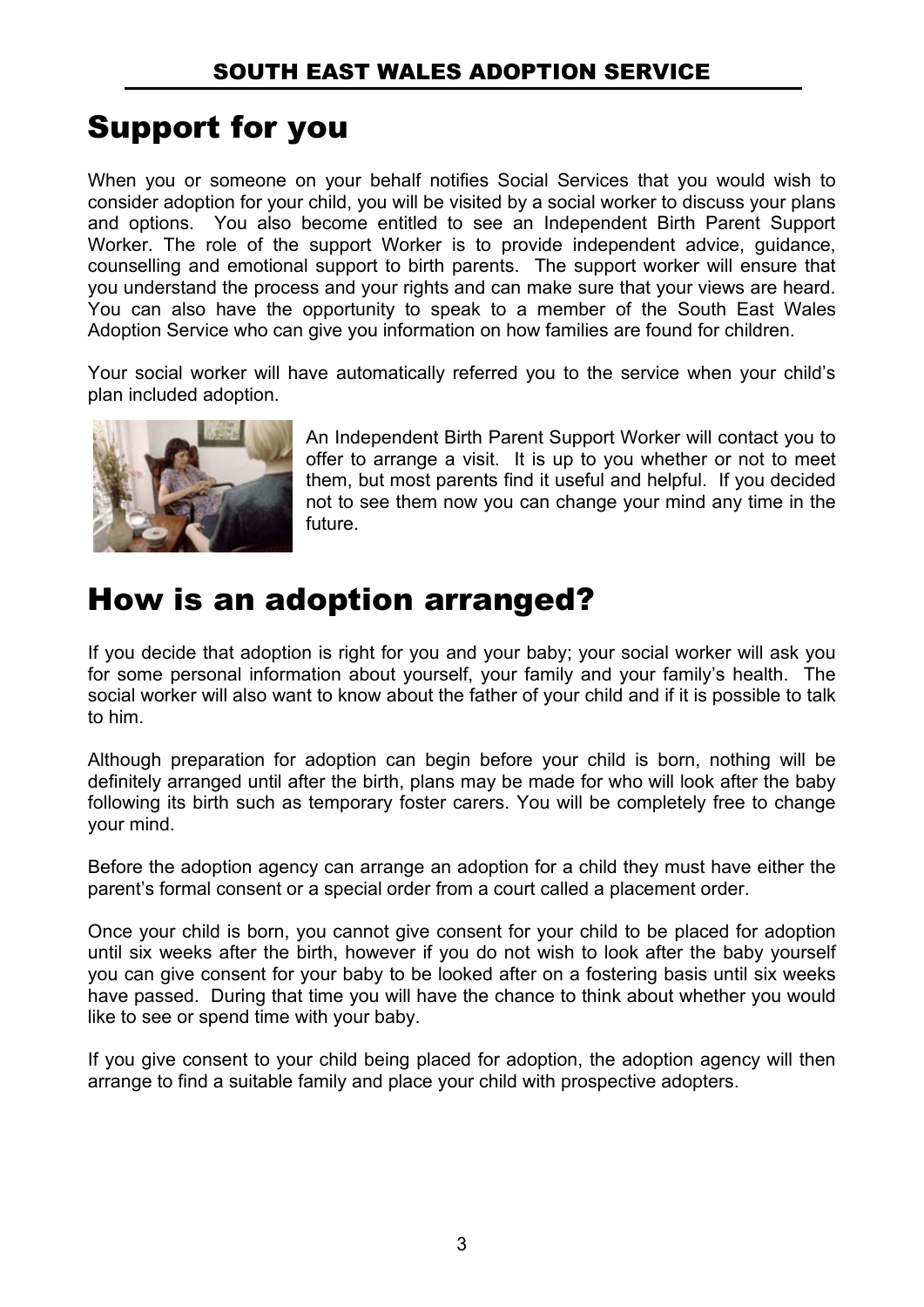## Support for you

When you or someone on your behalf notifies Social Services that you would wish to consider adoption for your child, you will be visited by a social worker to discuss your plans and options. You also become entitled to see an Independent Birth Parent Support Worker. The role of the support Worker is to provide independent advice, guidance, counselling and emotional support to birth parents. The support worker will ensure that you understand the process and your rights and can make sure that your views are heard. You can also have the opportunity to speak to a member of the South East Wales Adoption Service who can give you information on how families are found for children.

Your social worker will have automatically referred you to the service when your child's plan included adoption.

An Independent Birth Parent Support Worker will contact you to offer to arrange a visit. It is up to you whether or not to meet them, but most parents find it useful and helpful. If you decided not to see them now you can change your mind any time in the future.

## How is an adoption arranged?

If you decide that adoption is right for you and your baby; your social worker will ask you for some personal information about yourself, your family and your family's health. The social worker will also want to know about the father of your child and if it is possible to talk to him.

Although preparation for adoption can begin before your child is born, nothing will be definitely arranged until after the birth, plans may be made for who will look after the baby following its birth such as temporary foster carers. You will be completely free to change your mind.

Before the adoption agency can arrange an adoption for a child they must have either the parent's formal consent or a special order from a court called a placement order.

Once your child is born, you cannot give consent for your child to be placed for adoption until six weeks after the birth, however if you do not wish to look after the baby yourself you can give consent for your baby to be looked after on a fostering basis until six weeks have passed. During that time you will have the chance to think about whether you would like to see or spend time with your baby.

If you give consent to your child being placed for adoption, the adoption agency will then arrange to find a suitable family and place your child with prospective adopters.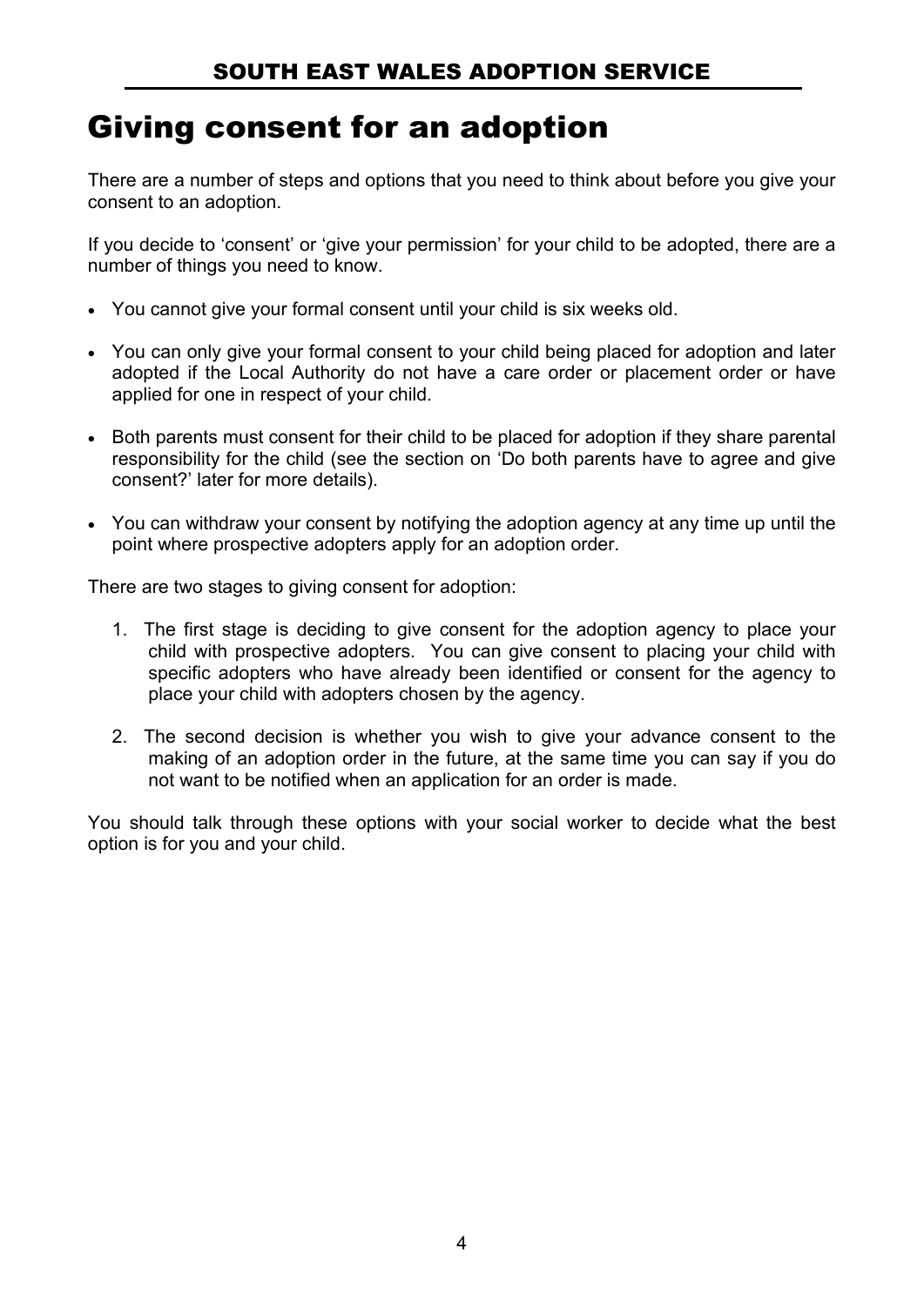# Giving consent for an adoption

There are a number of steps and options that you need to think about before you give your consent to an adoption.

If you decide to 'consent' or 'give your permission' for your child to be adopted, there are a number of things you need to know.

- You cannot give your formal consent until your child is six weeks old.
- You can only give your formal consent to your child being placed for adoption and later adopted if the Local Authority do not have a care order or placement order or have applied for one in respect of your child.
- Both parents must consent for their child to be placed for adoption if they share parental responsibility for the child (see the section on 'Do both parents have to agree and give consent?' later for more details).
- You can withdraw your consent by notifying the adoption agency at any time up until the point where prospective adopters apply for an adoption order.

There are two stages to giving consent for adoption:

1. The first stage is deciding to give consent for the adoption agency to place your child with prospective adopters. You can give consent to placing your child with specific adopters who have already been identified or consent for the agency to place your child with adopters chosen by the agency.
2. The second decision is whether you wish to give your advance consent to the making of an adoption order in the future, at the same time you can say if you do not want to be notified when an application for an order is made.

You should talk through these options with your social worker to decide what the best option is for you and your child.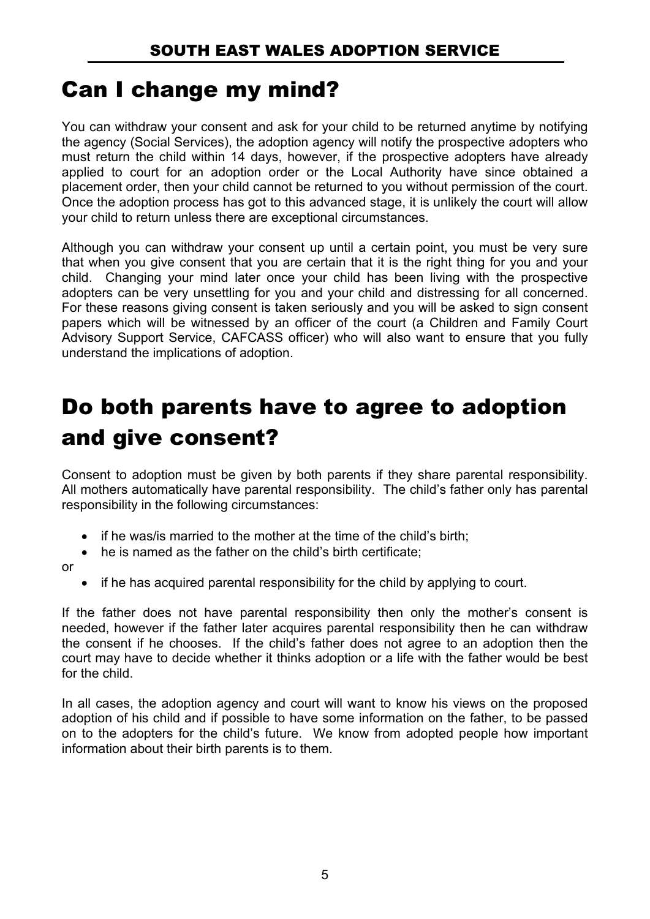# Can I change my mind?

You can withdraw your consent and ask for your child to be returned anytime by notifying the agency (Social Services), the adoption agency will notify the prospective adopters who must return the child within 14 days, however, if the prospective adopters have already applied to court for an adoption order or the Local Authority have since obtained a placement order, then your child cannot be returned to you without permission of the court. Once the adoption process has got to this advanced stage, it is unlikely the court will allow your child to return unless there are exceptional circumstances.

Although you can withdraw your consent up until a certain point, you must be very sure that when you give consent that you are certain that it is the right thing for you and your child. Changing your mind later once your child has been living with the prospective adopters can be very unsettling for you and your child and distressing for all concerned. For these reasons giving consent is taken seriously and you will be asked to sign consent papers which will be witnessed by an officer of the court (a Children and Family Court Advisory Support Service, CAFCASS officer) who will also want to ensure that you fully understand the implications of adoption.

# Do both parents have to agree to adoption and give consent?

Consent to adoption must be given by both parents if they share parental responsibility. All mothers automatically have parental responsibility. The child's father only has parental responsibility in the following circumstances:

- if he was/is married to the mother at the time of the child's birth;
- he is named as the father on the child's birth certificate;

or

- if he has acquired parental responsibility for the child by applying to court.

If the father does not have parental responsibility then only the mother's consent is needed, however if the father later acquires parental responsibility then he can withdraw the consent if he chooses. If the child's father does not agree to an adoption then the court may have to decide whether it thinks adoption or a life with the father would be best for the child.

In all cases, the adoption agency and court will want to know his views on the proposed adoption of his child and if possible to have some information on the father, to be passed on to the adopters for the child's future. We know from adopted people how important information about their birth parents is to them.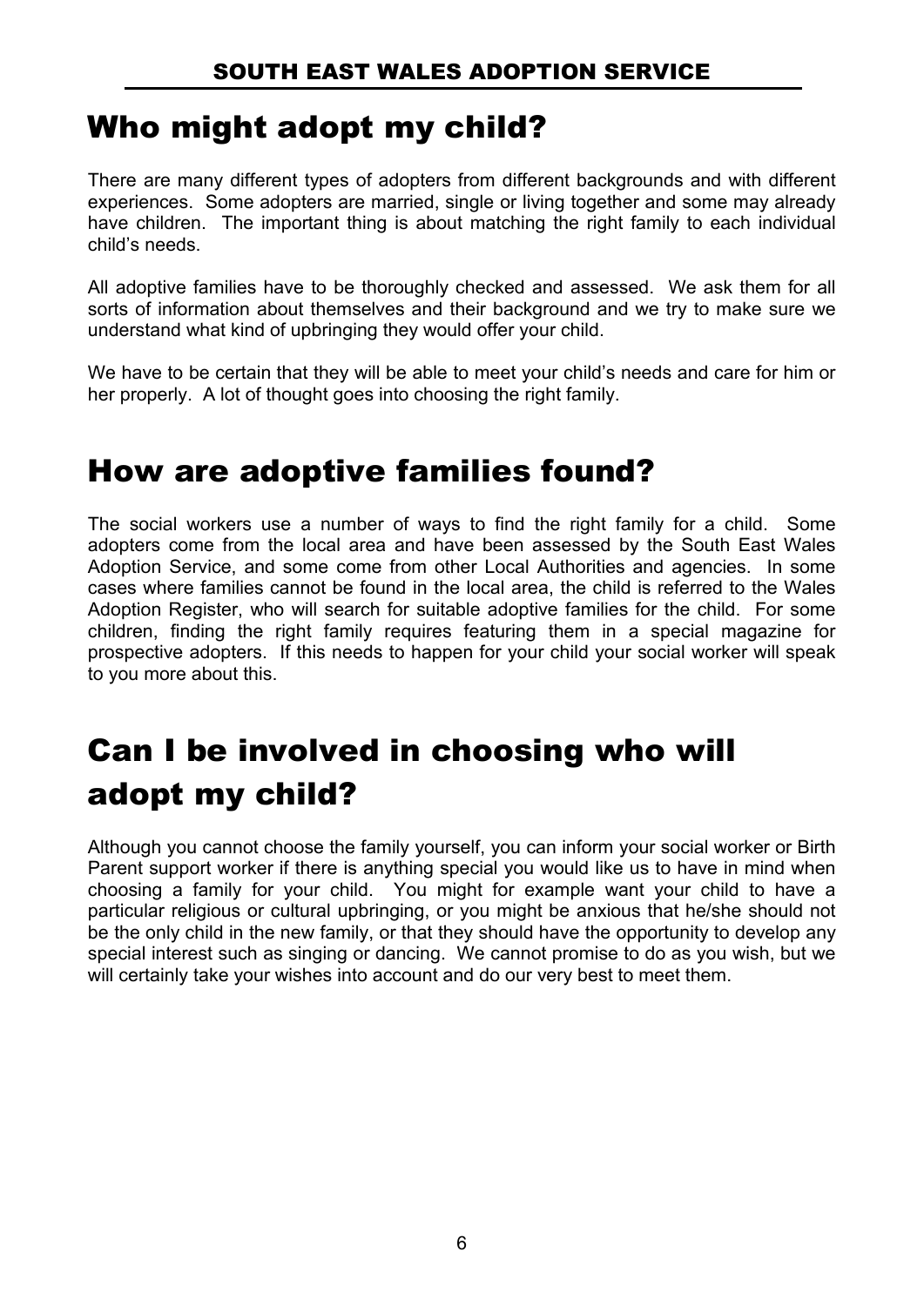## Who might adopt my child?

There are many different types of adopters from different backgrounds and with different experiences. Some adopters are married, single or living together and some may already have children. The important thing is about matching the right family to each individual child's needs.

All adoptive families have to be thoroughly checked and assessed. We ask them for all sorts of information about themselves and their background and we try to make sure we understand what kind of upbringing they would offer your child.

We have to be certain that they will be able to meet your child's needs and care for him or her properly. A lot of thought goes into choosing the right family.

## How are adoptive families found?

The social workers use a number of ways to find the right family for a child. Some adopters come from the local area and have been assessed by the South East Wales Adoption Service, and some come from other Local Authorities and agencies. In some cases where families cannot be found in the local area, the child is referred to the Wales Adoption Register, who will search for suitable adoptive families for the child. For some children, finding the right family requires featuring them in a special magazine for prospective adopters. If this needs to happen for your child your social worker will speak to you more about this.

## Can I be involved in choosing who will adopt my child?

Although you cannot choose the family yourself, you can inform your social worker or Birth Parent support worker if there is anything special you would like us to have in mind when choosing a family for your child. You might for example want your child to have a particular religious or cultural upbringing, or you might be anxious that he/she should not be the only child in the new family, or that they should have the opportunity to develop any special interest such as singing or dancing. We cannot promise to do as you wish, but we will certainly take your wishes into account and do our very best to meet them.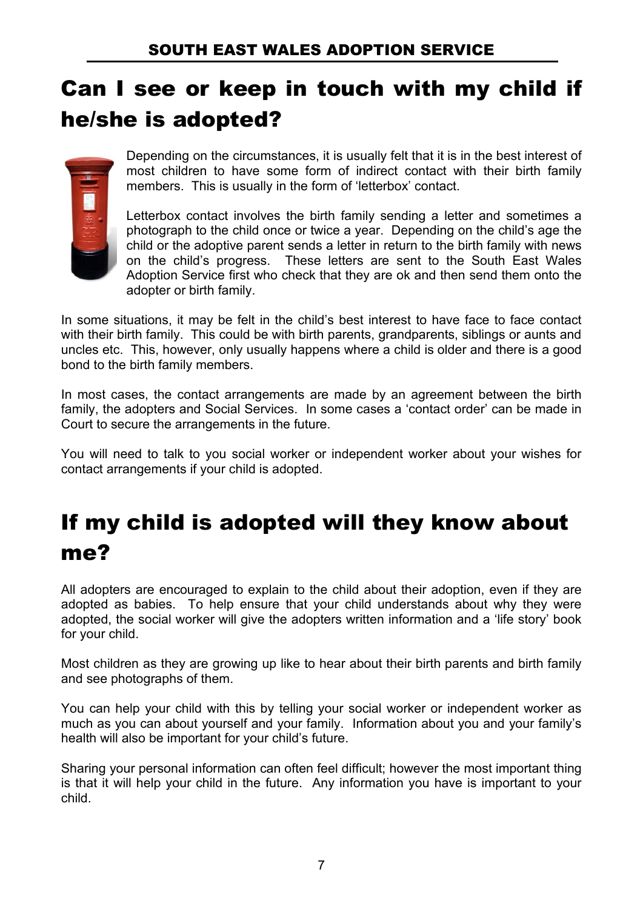# Can I see or keep in touch with my child if he/she is adopted?

Depending on the circumstances, it is usually felt that it is in the best interest of most children to have some form of indirect contact with their birth family members. This is usually in the form of 'letterbox' contact.

Letterbox contact involves the birth family sending a letter and sometimes a photograph to the child once or twice a year. Depending on the child's age the child or the adoptive parent sends a letter in return to the birth family with news on the child's progress. These letters are sent to the South East Wales Adoption Service first who check that they are ok and then send them onto the adopter or birth family.

In some situations, it may be felt in the child's best interest to have face to face contact with their birth family. This could be with birth parents, grandparents, siblings or aunts and uncles etc. This, however, only usually happens where a child is older and there is a good bond to the birth family members.

In most cases, the contact arrangements are made by an agreement between the birth family, the adopters and Social Services. In some cases a 'contact order' can be made in Court to secure the arrangements in the future.

You will need to talk to you social worker or independent worker about your wishes for contact arrangements if your child is adopted.

# If my child is adopted will they know about me?

All adopters are encouraged to explain to the child about their adoption, even if they are adopted as babies. To help ensure that your child understands about why they were adopted, the social worker will give the adopters written information and a 'life story' book for your child.

Most children as they are growing up like to hear about their birth parents and birth family and see photographs of them.

You can help your child with this by telling your social worker or independent worker as much as you can about yourself and your family. Information about you and your family's health will also be important for your child's future.

Sharing your personal information can often feel difficult; however the most important thing is that it will help your child in the future. Any information you have is important to your child.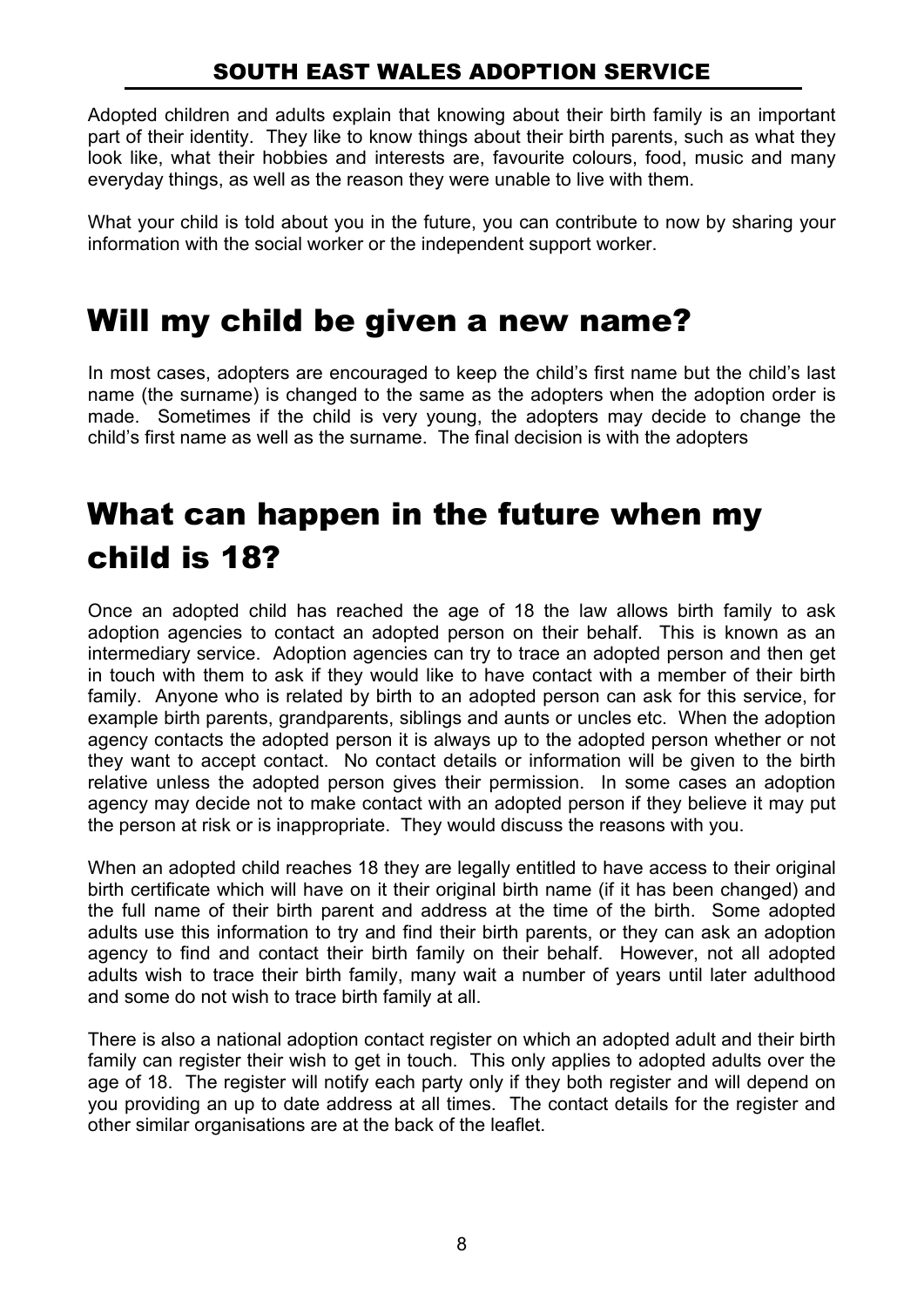Adopted children and adults explain that knowing about their birth family is an important part of their identity. They like to know things about their birth parents, such as what they look like, what their hobbies and interests are, favourite colours, food, music and many everyday things, as well as the reason they were unable to live with them.

What your child is told about you in the future, you can contribute to now by sharing your information with the social worker or the independent support worker.

# Will my child be given a new name?

In most cases, adopters are encouraged to keep the child's first name but the child's last name (the surname) is changed to the same as the adopters when the adoption order is made. Sometimes if the child is very young, the adopters may decide to change the child's first name as well as the surname. The final decision is with the adopters

# What can happen in the future when my child is 18?

Once an adopted child has reached the age of 18 the law allows birth family to ask adoption agencies to contact an adopted person on their behalf. This is known as an intermediary service. Adoption agencies can try to trace an adopted person and then get in touch with them to ask if they would like to have contact with a member of their birth family. Anyone who is related by birth to an adopted person can ask for this service, for example birth parents, grandparents, siblings and aunts or uncles etc. When the adoption agency contacts the adopted person it is always up to the adopted person whether or not they want to accept contact. No contact details or information will be given to the birth relative unless the adopted person gives their permission. In some cases an adoption agency may decide not to make contact with an adopted person if they believe it may put the person at risk or is inappropriate. They would discuss the reasons with you.

When an adopted child reaches 18 they are legally entitled to have access to their original birth certificate which will have on it their original birth name (if it has been changed) and the full name of their birth parent and address at the time of the birth. Some adopted adults use this information to try and find their birth parents, or they can ask an adoption agency to find and contact their birth family on their behalf. However, not all adopted adults wish to trace their birth family, many wait a number of years until later adulthood and some do not wish to trace birth family at all.

There is also a national adoption contact register on which an adopted adult and their birth family can register their wish to get in touch. This only applies to adopted adults over the age of 18. The register will notify each party only if they both register and will depend on you providing an up to date address at all times. The contact details for the register and other similar organisations are at the back of the leaflet.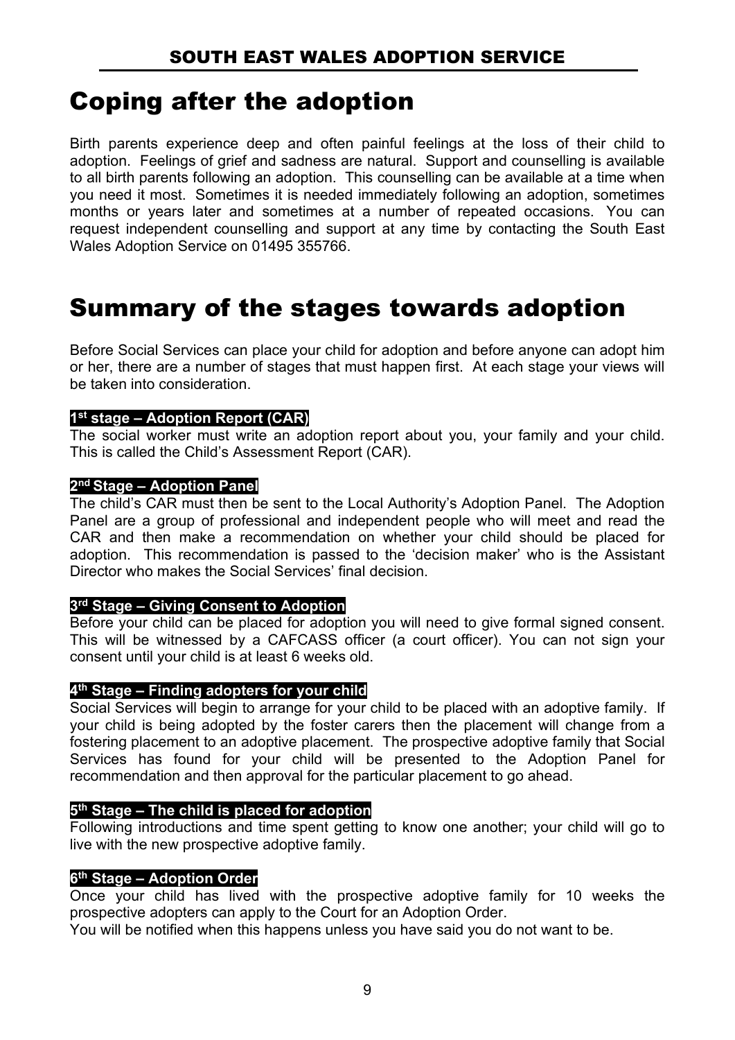## Coping after the adoption

Birth parents experience deep and often painful feelings at the loss of their child to adoption. Feelings of grief and sadness are natural. Support and counselling is available to all birth parents following an adoption. This counselling can be available at a time when you need it most. Sometimes it is needed immediately following an adoption, sometimes months or years later and sometimes at a number of repeated occasions. You can request independent counselling and support at any time by contacting the South East Wales Adoption Service on 01495 355766.

## Summary of the stages towards adoption

Before Social Services can place your child for adoption and before anyone can adopt him or her, there are a number of stages that must happen first. At each stage your views will be taken into consideration.

### 1st stage – Adoption Report (CAR)

The social worker must write an adoption report about you, your family and your child. This is called the Child's Assessment Report (CAR).

### 2nd Stage – Adoption Panel

The child's CAR must then be sent to the Local Authority's Adoption Panel. The Adoption Panel are a group of professional and independent people who will meet and read the CAR and then make a recommendation on whether your child should be placed for adoption. This recommendation is passed to the 'decision maker' who is the Assistant Director who makes the Social Services' final decision.

### 3rd Stage – Giving Consent to Adoption

Before your child can be placed for adoption you will need to give formal signed consent. This will be witnessed by a CAFCASS officer (a court officer). You can not sign your consent until your child is at least 6 weeks old.

### 4th Stage – Finding adopters for your child

Social Services will begin to arrange for your child to be placed with an adoptive family. If your child is being adopted by the foster carers then the placement will change from a fostering placement to an adoptive placement. The prospective adoptive family that Social Services has found for your child will be presented to the Adoption Panel for recommendation and then approval for the particular placement to go ahead.

### 5th Stage – The child is placed for adoption

Following introductions and time spent getting to know one another; your child will go to live with the new prospective adoptive family.

### 6th Stage – Adoption Order

Once your child has lived with the prospective adoptive family for 10 weeks the prospective adopters can apply to the Court for an Adoption Order.
You will be notified when this happens unless you have said you do not want to be.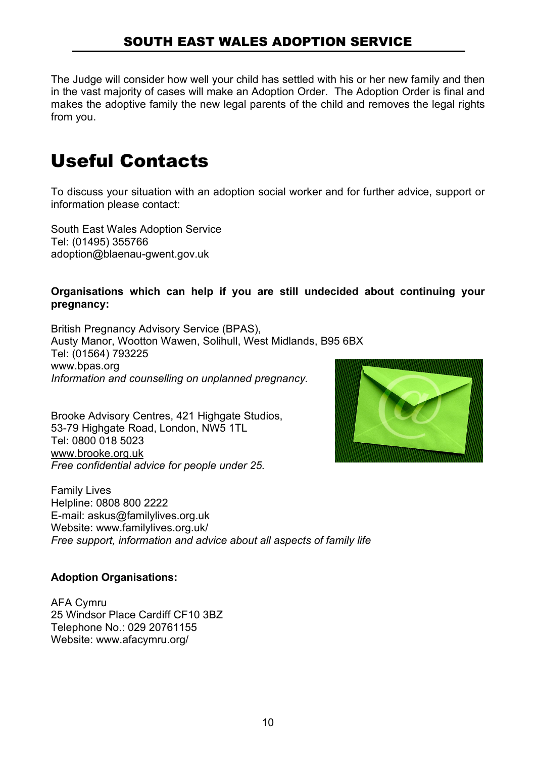The Judge will consider how well your child has settled with his or her new family and then in the vast majority of cases will make an Adoption Order. The Adoption Order is final and makes the adoptive family the new legal parents of the child and removes the legal rights from you.

# Useful Contacts

To discuss your situation with an adoption social worker and for further advice, support or information please contact:

South East Wales Adoption Service
Tel: (01495) 355766
adoption@blaenau-gwent.gov.uk

**Organisations which can help if you are still undecided about continuing your pregnancy:**

British Pregnancy Advisory Service (BPAS),
Austy Manor, Wootton Wawen, Solihull, West Midlands, B95 6BX
Tel: (01564) 793225
www.bpas.org
*Information and counselling on unplanned pregnancy.*

Brooke Advisory Centres, 421 Highgate Studios,
53-79 Highgate Road, London, NW5 1TL
Tel: 0800 018 5023
www.brooke.org.uk
*Free confidential advice for people under 25.*

Family Lives
Helpline: 0808 800 2222
E-mail: askus@familylives.org.uk
Website: www.familylives.org.uk/
*Free support, information and advice about all aspects of family life*

**Adoption Organisations:**

AFA Cymru
25 Windsor Place Cardiff CF10 3BZ
Telephone No.: 029 20761155
Website: www.afacymru.org/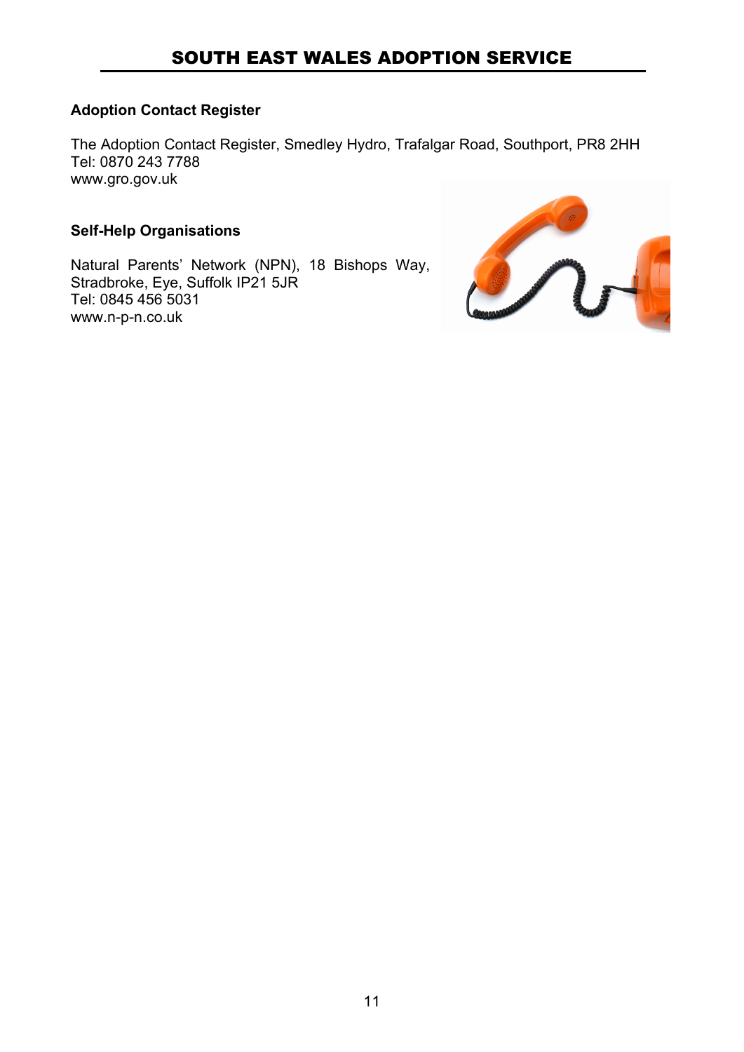### Adoption Contact Register

The Adoption Contact Register, Smedley Hydro, Trafalgar Road, Southport, PR8 2HH
Tel: 0870 243 7788
www.gro.gov.uk

### Self-Help Organisations

Natural Parents' Network (NPN), 18 Bishops Way, Stradbroke, Eye, Suffolk IP21 5JR
Tel: 0845 456 5031
www.n-p-n.co.uk